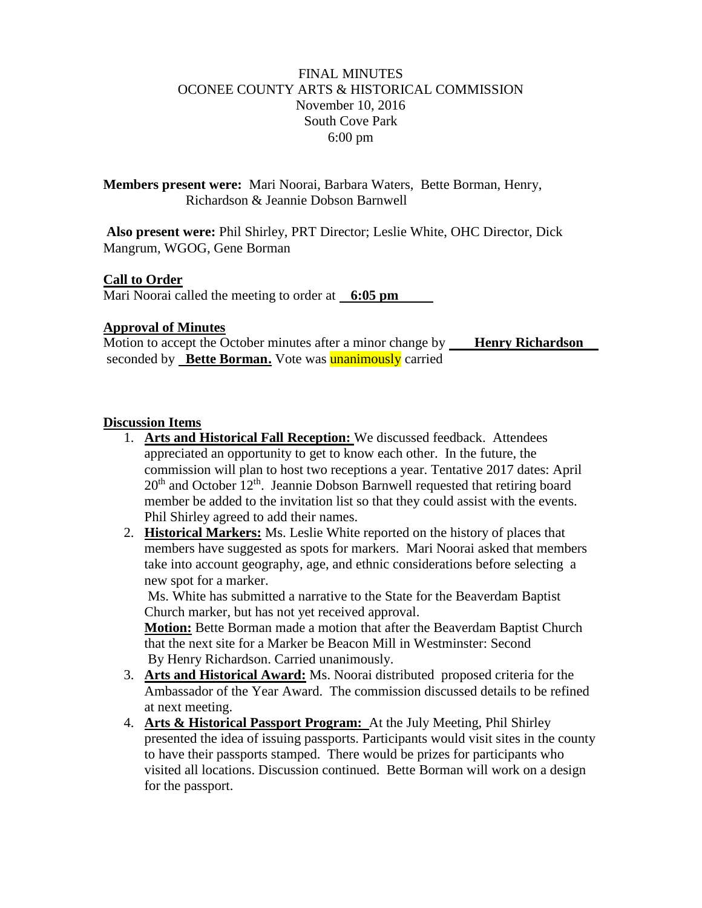FINAL MINUTES
OCONEE COUNTY ARTS & HISTORICAL COMMISSION
November 10, 2016
South Cove Park
6:00 pm

**Members present were:** Mari Noorai, Barbara Waters, Bette Borman, Henry, Richardson & Jeannie Dobson Barnwell

**Also present were:** Phil Shirley, PRT Director; Leslie White, OHC Director, Dick Mangrum, WGOG, Gene Borman

**Call to Order**

Mari Noorai called the meeting to order at **6:05 pm**

**Approval of Minutes**

Motion to accept the October minutes after a minor change by **Henry Richardson** seconded by **Bette Borman.** Vote was unanimously carried

**Discussion Items**

1. **Arts and Historical Fall Reception:** We discussed feedback. Attendees appreciated an opportunity to get to know each other. In the future, the commission will plan to host two receptions a year. Tentative 2017 dates: April 20th and October 12th. Jeannie Dobson Barnwell requested that retiring board member be added to the invitation list so that they could assist with the events. Phil Shirley agreed to add their names.
2. **Historical Markers:** Ms. Leslie White reported on the history of places that members have suggested as spots for markers. Mari Noorai asked that members take into account geography, age, and ethnic considerations before selecting a new spot for a marker.

   Ms. White has submitted a narrative to the State for the Beaverdam Baptist Church marker, but has not yet received approval.

   **Motion:** Bette Borman made a motion that after the Beaverdam Baptist Church that the next site for a Marker be Beacon Mill in Westminster: Second By Henry Richardson. Carried unanimously.
3. **Arts and Historical Award:** Ms. Noorai distributed proposed criteria for the Ambassador of the Year Award. The commission discussed details to be refined at next meeting.
4. **Arts & Historical Passport Program:** At the July Meeting, Phil Shirley presented the idea of issuing passports. Participants would visit sites in the county to have their passports stamped. There would be prizes for participants who visited all locations. Discussion continued. Bette Borman will work on a design for the passport.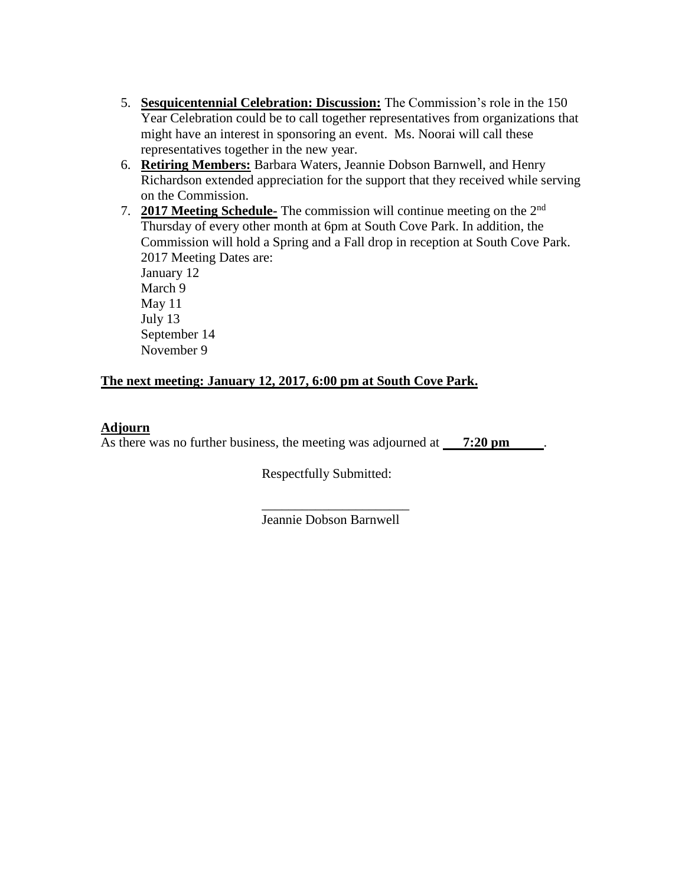5. **Sesquicentennial Celebration: Discussion:** The Commission's role in the 150 Year Celebration could be to call together representatives from organizations that might have an interest in sponsoring an event. Ms. Noorai will call these representatives together in the new year.
6. **Retiring Members:** Barbara Waters, Jeannie Dobson Barnwell, and Henry Richardson extended appreciation for the support that they received while serving on the Commission.
7. **2017 Meeting Schedule-** The commission will continue meeting on the 2nd Thursday of every other month at 6pm at South Cove Park. In addition, the Commission will hold a Spring and a Fall drop in reception at South Cove Park. 2017 Meeting Dates are:
   January 12
   March 9
   May 11
   July 13
   September 14
   November 9

**The next meeting: January 12, 2017, 6:00 pm at South Cove Park.**

**Adjourn**

As there was no further business, the meeting was adjourned at **7:20 pm**.

Respectfully Submitted:

______________________

Jeannie Dobson Barnwell